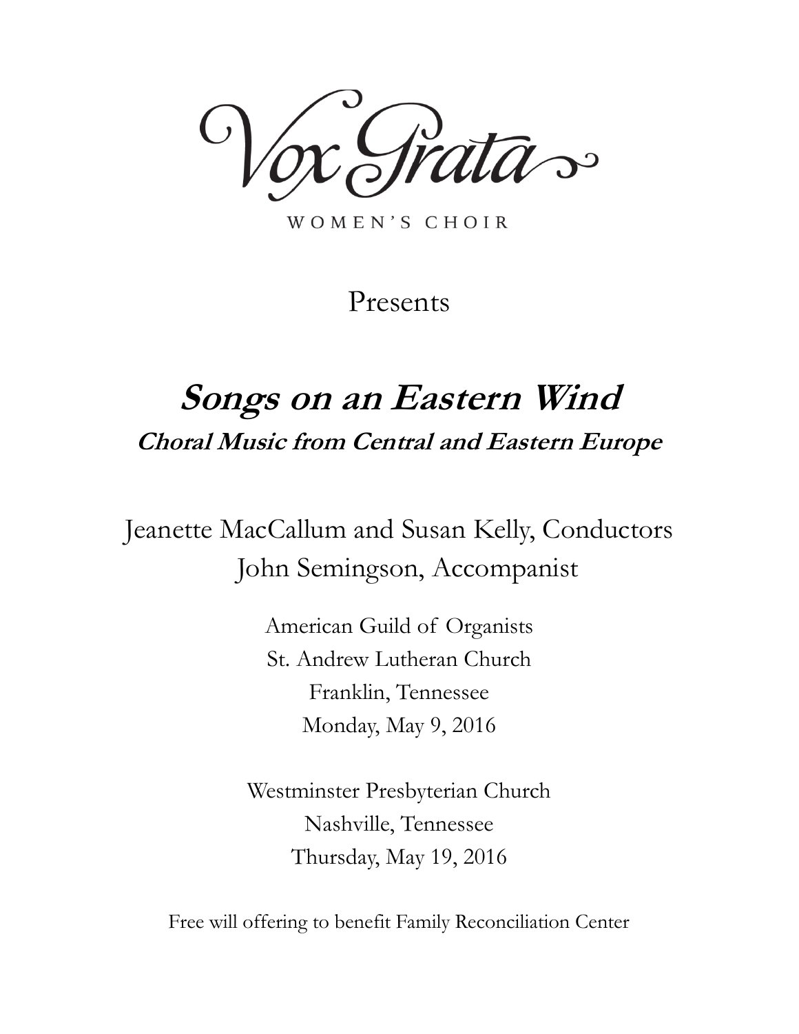# Vox Grata

WOMEN'S CHOIR

Presents

## ***Songs on an Eastern Wind***

### ***Choral Music from Central and Eastern Europe***

Jeanette MacCallum and Susan Kelly, Conductors
John Semingson, Accompanist

American Guild of Organists
St. Andrew Lutheran Church
Franklin, Tennessee
Monday, May 9, 2016

Westminster Presbyterian Church
Nashville, Tennessee
Thursday, May 19, 2016

Free will offering to benefit Family Reconciliation Center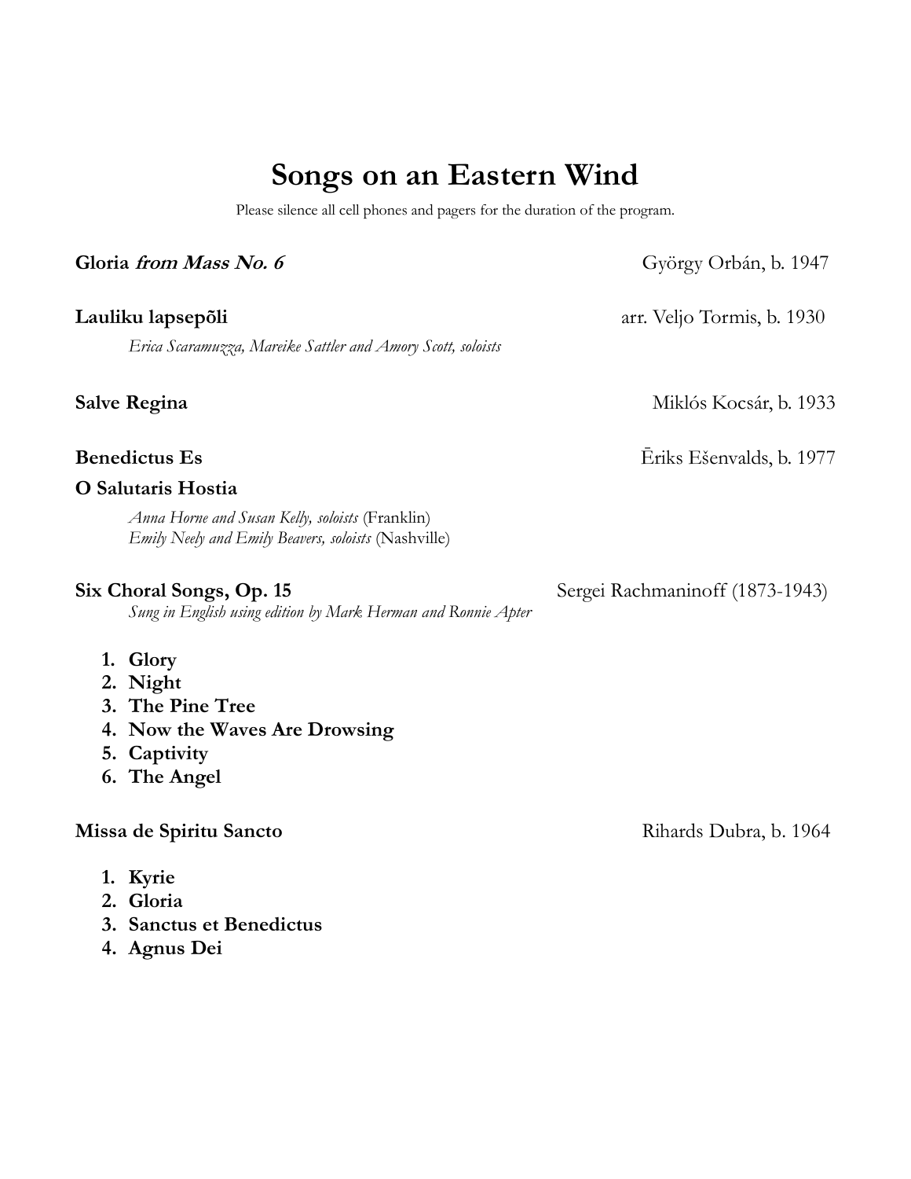# Songs on an Eastern Wind

Please silence all cell phones and pagers for the duration of the program.

**Gloria *from Mass No. 6*** György Orbán, b. 1947

**Lauliku lapsepõli** arr. Veljo Tormis, b. 1930

*Erica Scaramuzza, Mareike Sattler and Amory Scott, soloists*

**Salve Regina** Miklós Kocsár, b. 1933

**Benedictus Es** Ēriks Ešenvalds, b. 1977

**O Salutaris Hostia**

*Anna Horne and Susan Kelly, soloists* (Franklin)
*Emily Neely and Emily Beavers, soloists* (Nashville)

**Six Choral Songs, Op. 15** Sergei Rachmaninoff (1873-1943)

*Sung in English using edition by Mark Herman and Ronnie Apter*

1. **Glory**
2. **Night**
3. **The Pine Tree**
4. **Now the Waves Are Drowsing**
5. **Captivity**
6. **The Angel**

**Missa de Spiritu Sancto** Rihards Dubra, b. 1964

1. **Kyrie**
2. **Gloria**
3. **Sanctus et Benedictus**
4. **Agnus Dei**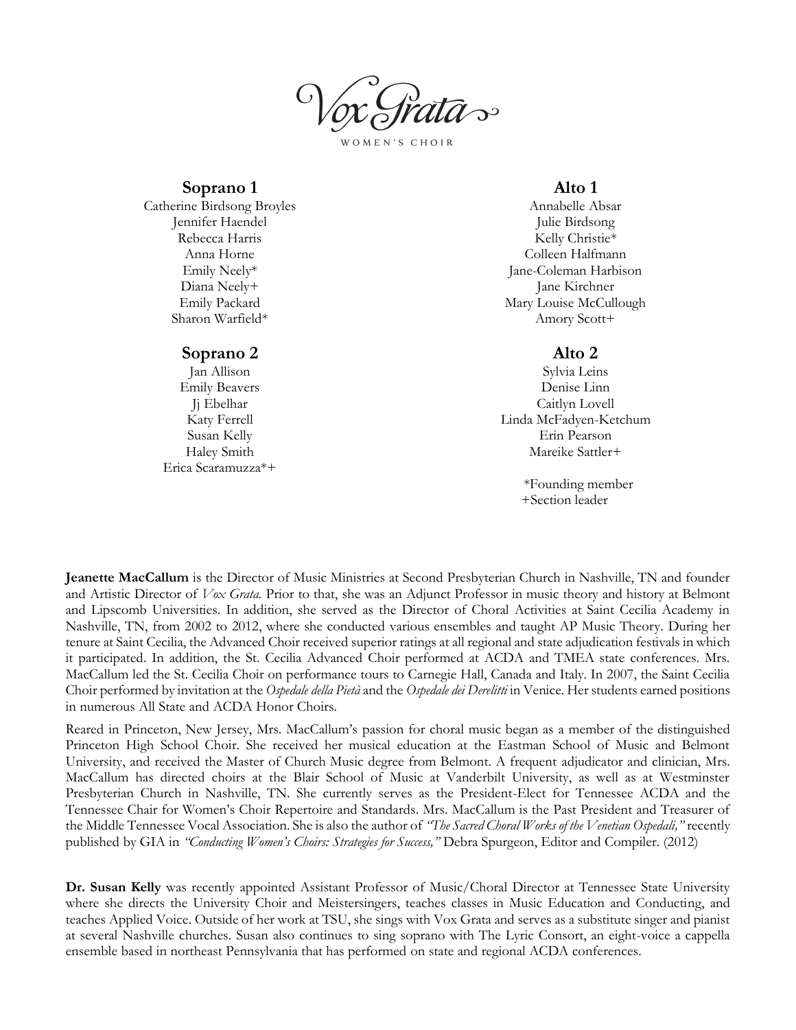# Vox Grata

WOMEN'S CHOIR

## Soprano 1

Catherine Birdsong Broyles
Jennifer Haendel
Rebecca Harris
Anna Horne
Emily Neely*
Diana Neely+
Emily Packard
Sharon Warfield*

## Soprano 2

Jan Allison
Emily Beavers
Jj Ebelhar
Katy Ferrell
Susan Kelly
Haley Smith
Erica Scaramuzza*+

## Alto 1

Annabelle Absar
Julie Birdsong
Kelly Christie*
Colleen Halfmann
Jane-Coleman Harbison
Jane Kirchner
Mary Louise McCullough
Amory Scott+

## Alto 2

Sylvia Leins
Denise Linn
Caitlyn Lovell
Linda McFadyen-Ketchum
Erin Pearson
Mareike Sattler+

*Founding member
+Section leader

**Jeanette MacCallum** is the Director of Music Ministries at Second Presbyterian Church in Nashville, TN and founder and Artistic Director of *Vox Grata.* Prior to that, she was an Adjunct Professor in music theory and history at Belmont and Lipscomb Universities. In addition, she served as the Director of Choral Activities at Saint Cecilia Academy in Nashville, TN, from 2002 to 2012, where she conducted various ensembles and taught AP Music Theory. During her tenure at Saint Cecilia, the Advanced Choir received superior ratings at all regional and state adjudication festivals in which it participated. In addition, the St. Cecilia Advanced Choir performed at ACDA and TMEA state conferences. Mrs. MacCallum led the St. Cecilia Choir on performance tours to Carnegie Hall, Canada and Italy. In 2007, the Saint Cecilia Choir performed by invitation at the *Ospedale della Pietà* and the *Ospedale dei Derelitti* in Venice. Her students earned positions in numerous All State and ACDA Honor Choirs.

Reared in Princeton, New Jersey, Mrs. MacCallum's passion for choral music began as a member of the distinguished Princeton High School Choir. She received her musical education at the Eastman School of Music and Belmont University, and received the Master of Church Music degree from Belmont. A frequent adjudicator and clinician, Mrs. MacCallum has directed choirs at the Blair School of Music at Vanderbilt University, as well as at Westminster Presbyterian Church in Nashville, TN. She currently serves as the President-Elect for Tennessee ACDA and the Tennessee Chair for Women's Choir Repertoire and Standards. Mrs. MacCallum is the Past President and Treasurer of the Middle Tennessee Vocal Association. She is also the author of *"The Sacred Choral Works of the Venetian Ospedali,"* recently published by GIA in *"Conducting Women's Choirs: Strategies for Success,"* Debra Spurgeon, Editor and Compiler. (2012)

**Dr. Susan Kelly** was recently appointed Assistant Professor of Music/Choral Director at Tennessee State University where she directs the University Choir and Meistersingers, teaches classes in Music Education and Conducting, and teaches Applied Voice. Outside of her work at TSU, she sings with Vox Grata and serves as a substitute singer and pianist at several Nashville churches. Susan also continues to sing soprano with The Lyric Consort, an eight-voice a cappella ensemble based in northeast Pennsylvania that has performed on state and regional ACDA conferences.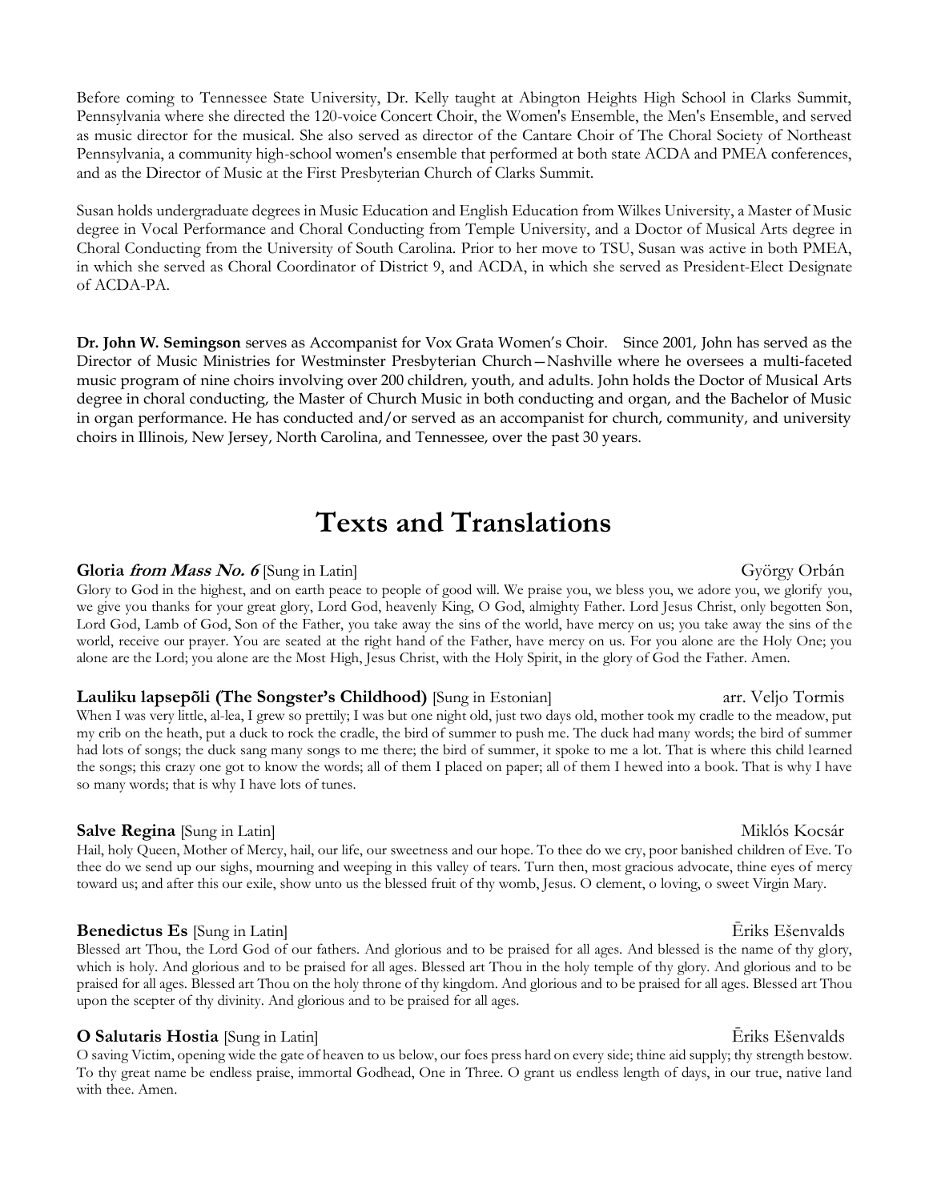Before coming to Tennessee State University, Dr. Kelly taught at Abington Heights High School in Clarks Summit, Pennsylvania where she directed the 120-voice Concert Choir, the Women's Ensemble, the Men's Ensemble, and served as music director for the musical. She also served as director of the Cantare Choir of The Choral Society of Northeast Pennsylvania, a community high-school women's ensemble that performed at both state ACDA and PMEA conferences, and as the Director of Music at the First Presbyterian Church of Clarks Summit.

Susan holds undergraduate degrees in Music Education and English Education from Wilkes University, a Master of Music degree in Vocal Performance and Choral Conducting from Temple University, and a Doctor of Musical Arts degree in Choral Conducting from the University of South Carolina. Prior to her move to TSU, Susan was active in both PMEA, in which she served as Choral Coordinator of District 9, and ACDA, in which she served as President-Elect Designate of ACDA-PA.

**Dr. John W. Semingson** serves as Accompanist for Vox Grata Women's Choir. Since 2001, John has served as the Director of Music Ministries for Westminster Presbyterian Church—Nashville where he oversees a multi-faceted music program of nine choirs involving over 200 children, youth, and adults. John holds the Doctor of Musical Arts degree in choral conducting, the Master of Church Music in both conducting and organ, and the Bachelor of Music in organ performance. He has conducted and/or served as an accompanist for church, community, and university choirs in Illinois, New Jersey, North Carolina, and Tennessee, over the past 30 years.

# Texts and Translations

**Gloria *from Mass No. 6*** [Sung in Latin] György Orbán

Glory to God in the highest, and on earth peace to people of good will. We praise you, we bless you, we adore you, we glorify you, we give you thanks for your great glory, Lord God, heavenly King, O God, almighty Father. Lord Jesus Christ, only begotten Son, Lord God, Lamb of God, Son of the Father, you take away the sins of the world, have mercy on us; you take away the sins of the world, receive our prayer. You are seated at the right hand of the Father, have mercy on us. For you alone are the Holy One; you alone are the Lord; you alone are the Most High, Jesus Christ, with the Holy Spirit, in the glory of God the Father. Amen.

**Lauliku lapsepõli (The Songster's Childhood)** [Sung in Estonian] arr. Veljo Tormis

When I was very little, al-lea, I grew so prettily; I was but one night old, just two days old, mother took my cradle to the meadow, put my crib on the heath, put a duck to rock the cradle, the bird of summer to push me. The duck had many words; the bird of summer had lots of songs; the duck sang many songs to me there; the bird of summer, it spoke to me a lot. That is where this child learned the songs; this crazy one got to know the words; all of them I placed on paper; all of them I hewed into a book. That is why I have so many words; that is why I have lots of tunes.

**Salve Regina** [Sung in Latin] Miklós Kocsár

Hail, holy Queen, Mother of Mercy, hail, our life, our sweetness and our hope. To thee do we cry, poor banished children of Eve. To thee do we send up our sighs, mourning and weeping in this valley of tears. Turn then, most gracious advocate, thine eyes of mercy toward us; and after this our exile, show unto us the blessed fruit of thy womb, Jesus. O clement, o loving, o sweet Virgin Mary.

**Benedictus Es** [Sung in Latin] Ēriks Ešenvalds

Blessed art Thou, the Lord God of our fathers. And glorious and to be praised for all ages. And blessed is the name of thy glory, which is holy. And glorious and to be praised for all ages. Blessed art Thou in the holy temple of thy glory. And glorious and to be praised for all ages. Blessed art Thou on the holy throne of thy kingdom. And glorious and to be praised for all ages. Blessed art Thou upon the scepter of thy divinity. And glorious and to be praised for all ages.

**O Salutaris Hostia** [Sung in Latin] Ēriks Ešenvalds

O saving Victim, opening wide the gate of heaven to us below, our foes press hard on every side; thine aid supply; thy strength bestow. To thy great name be endless praise, immortal Godhead, One in Three. O grant us endless length of days, in our true, native land with thee. Amen.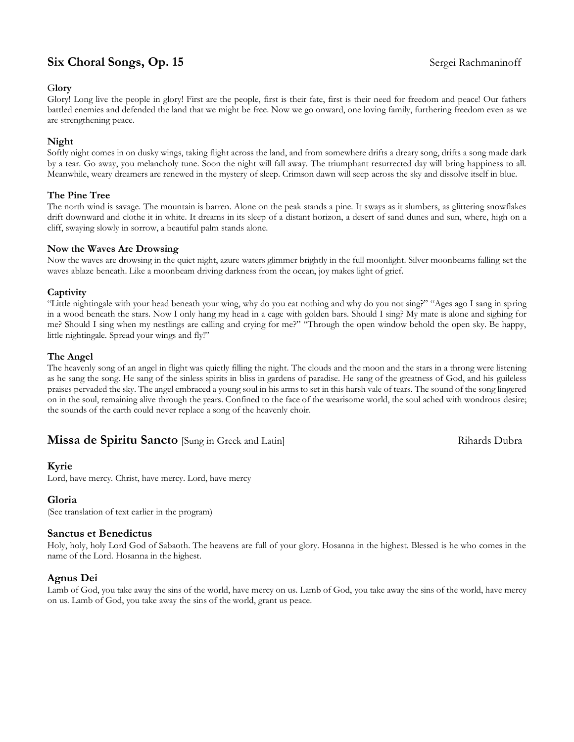## Six Choral Songs, Op. 15

Sergei Rachmaninoff

### Glory

Glory! Long live the people in glory! First are the people, first is their fate, first is their need for freedom and peace! Our fathers battled enemies and defended the land that we might be free. Now we go onward, one loving family, furthering freedom even as we are strengthening peace.

### Night

Softly night comes in on dusky wings, taking flight across the land, and from somewhere drifts a dreary song, drifts a song made dark by a tear. Go away, you melancholy tune. Soon the night will fall away. The triumphant resurrected day will bring happiness to all. Meanwhile, weary dreamers are renewed in the mystery of sleep. Crimson dawn will seep across the sky and dissolve itself in blue.

### The Pine Tree

The north wind is savage. The mountain is barren. Alone on the peak stands a pine. It sways as it slumbers, as glittering snowflakes drift downward and clothe it in white. It dreams in its sleep of a distant horizon, a desert of sand dunes and sun, where, high on a cliff, swaying slowly in sorrow, a beautiful palm stands alone.

### Now the Waves Are Drowsing

Now the waves are drowsing in the quiet night, azure waters glimmer brightly in the full moonlight. Silver moonbeams falling set the waves ablaze beneath. Like a moonbeam driving darkness from the ocean, joy makes light of grief.

### Captivity

"Little nightingale with your head beneath your wing, why do you eat nothing and why do you not sing?" "Ages ago I sang in spring in a wood beneath the stars. Now I only hang my head in a cage with golden bars. Should I sing? My mate is alone and sighing for me? Should I sing when my nestlings are calling and crying for me?" "Through the open window behold the open sky. Be happy, little nightingale. Spread your wings and fly!"

### The Angel

The heavenly song of an angel in flight was quietly filling the night. The clouds and the moon and the stars in a throng were listening as he sang the song. He sang of the sinless spirits in bliss in gardens of paradise. He sang of the greatness of God, and his guileless praises pervaded the sky. The angel embraced a young soul in his arms to set in this harsh vale of tears. The sound of the song lingered on in the soul, remaining alive through the years. Confined to the face of the wearisome world, the soul ached with wondrous desire; the sounds of the earth could never replace a song of the heavenly choir.

## Missa de Spiritu Sancto [Sung in Greek and Latin]

Rihards Dubra

### Kyrie

Lord, have mercy. Christ, have mercy. Lord, have mercy

### Gloria

(See translation of text earlier in the program)

### Sanctus et Benedictus

Holy, holy, holy Lord God of Sabaoth. The heavens are full of your glory. Hosanna in the highest. Blessed is he who comes in the name of the Lord. Hosanna in the highest.

### Agnus Dei

Lamb of God, you take away the sins of the world, have mercy on us. Lamb of God, you take away the sins of the world, have mercy on us. Lamb of God, you take away the sins of the world, grant us peace.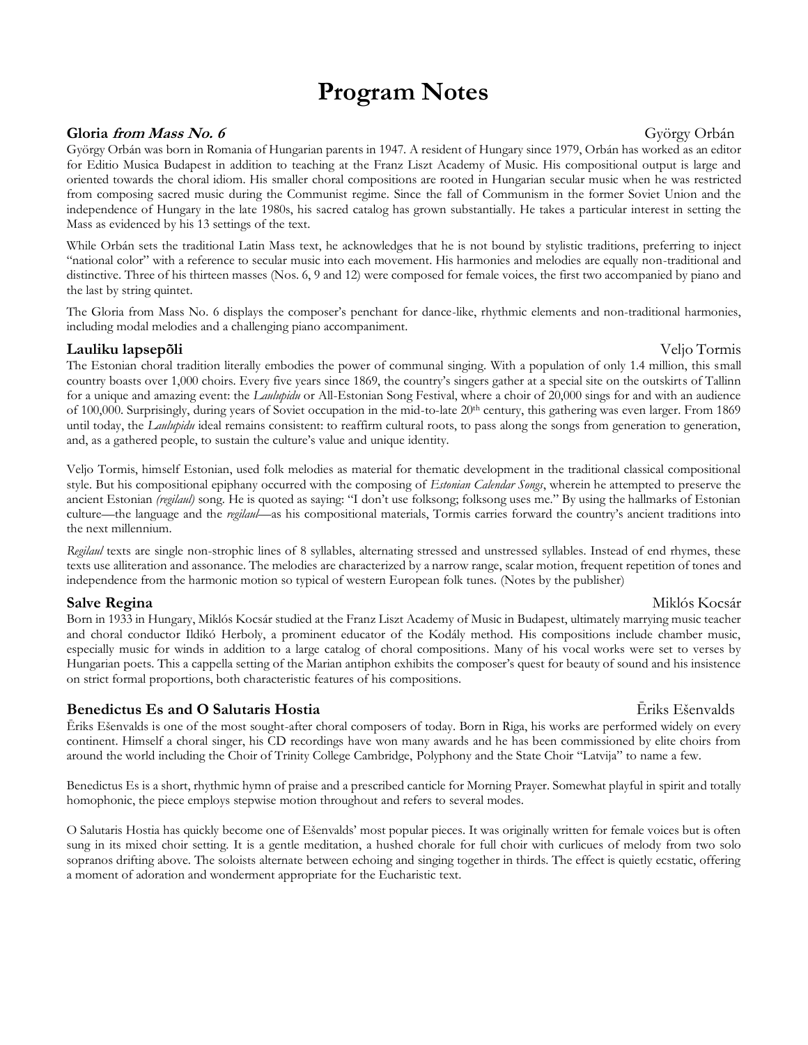# Program Notes

**Gloria *from Mass No. 6*** György Orbán

György Orbán was born in Romania of Hungarian parents in 1947. A resident of Hungary since 1979, Orbán has worked as an editor for Editio Musica Budapest in addition to teaching at the Franz Liszt Academy of Music. His compositional output is large and oriented towards the choral idiom. His smaller choral compositions are rooted in Hungarian secular music when he was restricted from composing sacred music during the Communist regime. Since the fall of Communism in the former Soviet Union and the independence of Hungary in the late 1980s, his sacred catalog has grown substantially. He takes a particular interest in setting the Mass as evidenced by his 13 settings of the text.

While Orbán sets the traditional Latin Mass text, he acknowledges that he is not bound by stylistic traditions, preferring to inject "national color" with a reference to secular music into each movement. His harmonies and melodies are equally non-traditional and distinctive. Three of his thirteen masses (Nos. 6, 9 and 12) were composed for female voices, the first two accompanied by piano and the last by string quintet.

The Gloria from Mass No. 6 displays the composer's penchant for dance-like, rhythmic elements and non-traditional harmonies, including modal melodies and a challenging piano accompaniment.

**Lauliku lapsepõli** Veljo Tormis

The Estonian choral tradition literally embodies the power of communal singing. With a population of only 1.4 million, this small country boasts over 1,000 choirs. Every five years since 1869, the country's singers gather at a special site on the outskirts of Tallinn for a unique and amazing event: the *Laulupidu* or All-Estonian Song Festival, where a choir of 20,000 sings for and with an audience of 100,000. Surprisingly, during years of Soviet occupation in the mid-to-late 20th century, this gathering was even larger. From 1869 until today, the *Laulupidu* ideal remains consistent: to reaffirm cultural roots, to pass along the songs from generation to generation, and, as a gathered people, to sustain the culture's value and unique identity.

Veljo Tormis, himself Estonian, used folk melodies as material for thematic development in the traditional classical compositional style. But his compositional epiphany occurred with the composing of *Estonian Calendar Songs*, wherein he attempted to preserve the ancient Estonian *(regilaul)* song. He is quoted as saying: "I don't use folksong; folksong uses me." By using the hallmarks of Estonian culture—the language and the *regilaul*—as his compositional materials, Tormis carries forward the country's ancient traditions into the next millennium.

*Regilaul* texts are single non-strophic lines of 8 syllables, alternating stressed and unstressed syllables. Instead of end rhymes, these texts use alliteration and assonance. The melodies are characterized by a narrow range, scalar motion, frequent repetition of tones and independence from the harmonic motion so typical of western European folk tunes. (Notes by the publisher)

**Salve Regina** Miklós Kocsár

Born in 1933 in Hungary, Miklós Kocsár studied at the Franz Liszt Academy of Music in Budapest, ultimately marrying music teacher and choral conductor Ildikó Herboly, a prominent educator of the Kodály method. His compositions include chamber music, especially music for winds in addition to a large catalog of choral compositions. Many of his vocal works were set to verses by Hungarian poets. This a cappella setting of the Marian antiphon exhibits the composer's quest for beauty of sound and his insistence on strict formal proportions, both characteristic features of his compositions.

**Benedictus Es and O Salutaris Hostia** Ēriks Ešenvalds

Ēriks Ešenvalds is one of the most sought-after choral composers of today. Born in Riga, his works are performed widely on every continent. Himself a choral singer, his CD recordings have won many awards and he has been commissioned by elite choirs from around the world including the Choir of Trinity College Cambridge, Polyphony and the State Choir "Latvija" to name a few.

Benedictus Es is a short, rhythmic hymn of praise and a prescribed canticle for Morning Prayer. Somewhat playful in spirit and totally homophonic, the piece employs stepwise motion throughout and refers to several modes.

O Salutaris Hostia has quickly become one of Ešenvalds' most popular pieces. It was originally written for female voices but is often sung in its mixed choir setting. It is a gentle meditation, a hushed chorale for full choir with curlicues of melody from two solo sopranos drifting above. The soloists alternate between echoing and singing together in thirds. The effect is quietly ecstatic, offering a moment of adoration and wonderment appropriate for the Eucharistic text.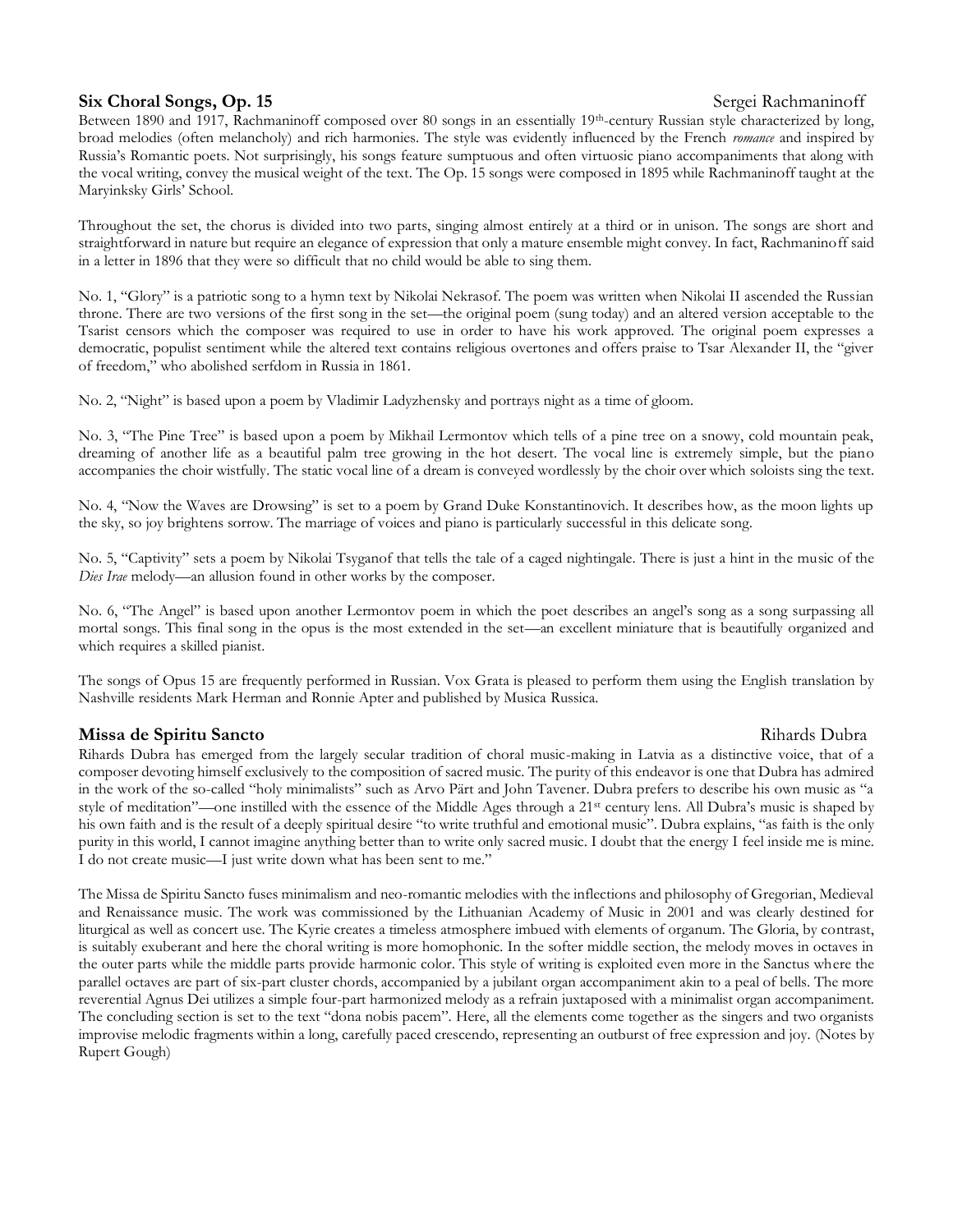## Six Choral Songs, Op. 15

Sergei Rachmaninoff

Between 1890 and 1917, Rachmaninoff composed over 80 songs in an essentially 19th-century Russian style characterized by long, broad melodies (often melancholy) and rich harmonies. The style was evidently influenced by the French *romance* and inspired by Russia's Romantic poets. Not surprisingly, his songs feature sumptuous and often virtuosic piano accompaniments that along with the vocal writing, convey the musical weight of the text. The Op. 15 songs were composed in 1895 while Rachmaninoff taught at the Maryinksky Girls' School.

Throughout the set, the chorus is divided into two parts, singing almost entirely at a third or in unison. The songs are short and straightforward in nature but require an elegance of expression that only a mature ensemble might convey. In fact, Rachmaninoff said in a letter in 1896 that they were so difficult that no child would be able to sing them.

No. 1, "Glory" is a patriotic song to a hymn text by Nikolai Nekrasof. The poem was written when Nikolai II ascended the Russian throne. There are two versions of the first song in the set—the original poem (sung today) and an altered version acceptable to the Tsarist censors which the composer was required to use in order to have his work approved. The original poem expresses a democratic, populist sentiment while the altered text contains religious overtones and offers praise to Tsar Alexander II, the "giver of freedom," who abolished serfdom in Russia in 1861.

No. 2, "Night" is based upon a poem by Vladimir Ladyzhensky and portrays night as a time of gloom.

No. 3, "The Pine Tree" is based upon a poem by Mikhail Lermontov which tells of a pine tree on a snowy, cold mountain peak, dreaming of another life as a beautiful palm tree growing in the hot desert. The vocal line is extremely simple, but the piano accompanies the choir wistfully. The static vocal line of a dream is conveyed wordlessly by the choir over which soloists sing the text.

No. 4, "Now the Waves are Drowsing" is set to a poem by Grand Duke Konstantinovich. It describes how, as the moon lights up the sky, so joy brightens sorrow. The marriage of voices and piano is particularly successful in this delicate song.

No. 5, "Captivity" sets a poem by Nikolai Tsyganof that tells the tale of a caged nightingale. There is just a hint in the music of the *Dies Irae* melody—an allusion found in other works by the composer.

No. 6, "The Angel" is based upon another Lermontov poem in which the poet describes an angel's song as a song surpassing all mortal songs. This final song in the opus is the most extended in the set—an excellent miniature that is beautifully organized and which requires a skilled pianist.

The songs of Opus 15 are frequently performed in Russian. Vox Grata is pleased to perform them using the English translation by Nashville residents Mark Herman and Ronnie Apter and published by Musica Russica.

## Missa de Spiritu Sancto

Rihards Dubra

Rihards Dubra has emerged from the largely secular tradition of choral music-making in Latvia as a distinctive voice, that of a composer devoting himself exclusively to the composition of sacred music. The purity of this endeavor is one that Dubra has admired in the work of the so-called "holy minimalists" such as Arvo Pärt and John Tavener. Dubra prefers to describe his own music as "a style of meditation"—one instilled with the essence of the Middle Ages through a 21st century lens. All Dubra's music is shaped by his own faith and is the result of a deeply spiritual desire "to write truthful and emotional music". Dubra explains, "as faith is the only purity in this world, I cannot imagine anything better than to write only sacred music. I doubt that the energy I feel inside me is mine. I do not create music—I just write down what has been sent to me."

The Missa de Spiritu Sancto fuses minimalism and neo-romantic melodies with the inflections and philosophy of Gregorian, Medieval and Renaissance music. The work was commissioned by the Lithuanian Academy of Music in 2001 and was clearly destined for liturgical as well as concert use. The Kyrie creates a timeless atmosphere imbued with elements of organum. The Gloria, by contrast, is suitably exuberant and here the choral writing is more homophonic. In the softer middle section, the melody moves in octaves in the outer parts while the middle parts provide harmonic color. This style of writing is exploited even more in the Sanctus where the parallel octaves are part of six-part cluster chords, accompanied by a jubilant organ accompaniment akin to a peal of bells. The more reverential Agnus Dei utilizes a simple four-part harmonized melody as a refrain juxtaposed with a minimalist organ accompaniment. The concluding section is set to the text "dona nobis pacem". Here, all the elements come together as the singers and two organists improvise melodic fragments within a long, carefully paced crescendo, representing an outburst of free expression and joy. (Notes by Rupert Gough)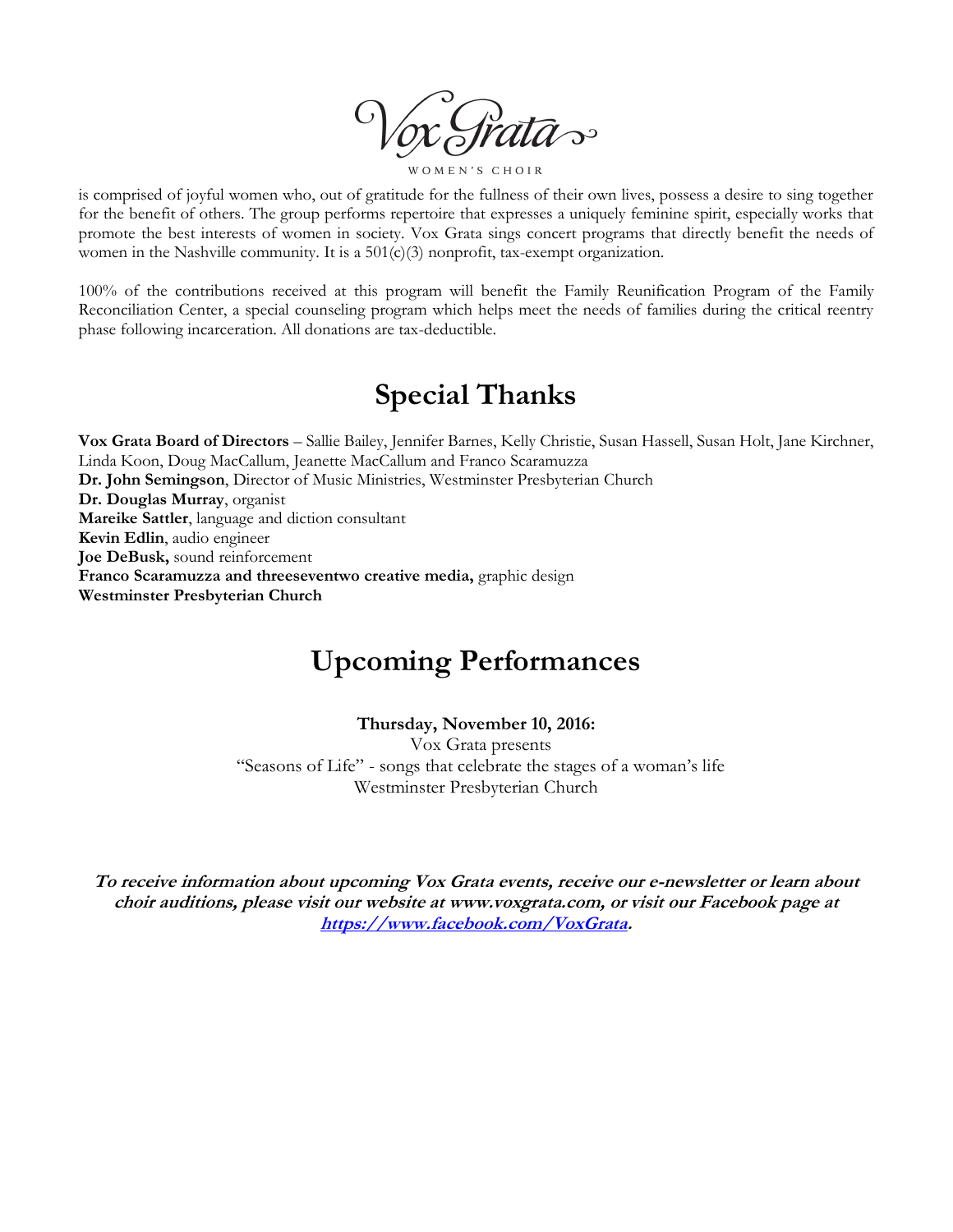Vox Grata

WOMEN'S CHOIR

is comprised of joyful women who, out of gratitude for the fullness of their own lives, possess a desire to sing together for the benefit of others. The group performs repertoire that expresses a uniquely feminine spirit, especially works that promote the best interests of women in society. Vox Grata sings concert programs that directly benefit the needs of women in the Nashville community. It is a 501(c)(3) nonprofit, tax-exempt organization.

100% of the contributions received at this program will benefit the Family Reunification Program of the Family Reconciliation Center, a special counseling program which helps meet the needs of families during the critical reentry phase following incarceration. All donations are tax-deductible.

# Special Thanks

**Vox Grata Board of Directors** – Sallie Bailey, Jennifer Barnes, Kelly Christie, Susan Hassell, Susan Holt, Jane Kirchner, Linda Koon, Doug MacCallum, Jeanette MacCallum and Franco Scaramuzza
**Dr. John Semingson**, Director of Music Ministries, Westminster Presbyterian Church
**Dr. Douglas Murray**, organist
**Mareike Sattler**, language and diction consultant
**Kevin Edlin**, audio engineer
**Joe DeBusk,** sound reinforcement
**Franco Scaramuzza and threeseventwo creative media,** graphic design
**Westminster Presbyterian Church**

# Upcoming Performances

**Thursday, November 10, 2016:**
Vox Grata presents
"Seasons of Life" - songs that celebrate the stages of a woman's life
Westminster Presbyterian Church

***To receive information about upcoming Vox Grata events, receive our e-newsletter or learn about choir auditions, please visit our website at www.voxgrata.com, or visit our Facebook page at https://www.facebook.com/VoxGrata.***